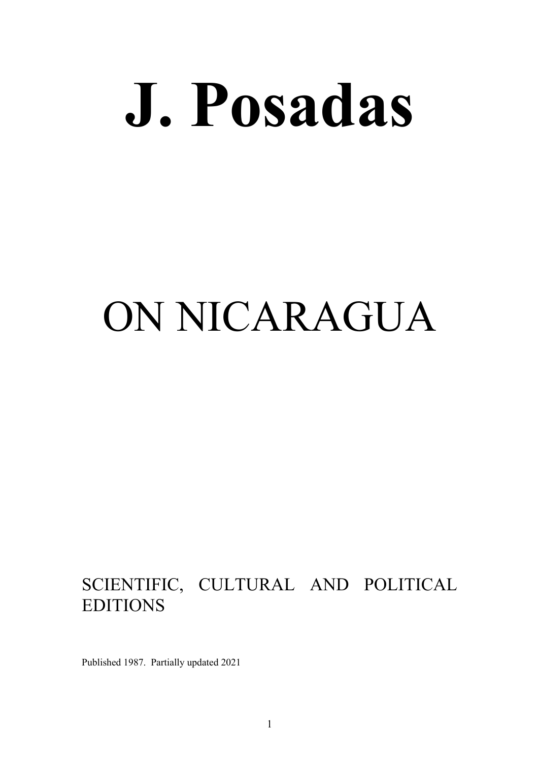# J. Posadas

# ON NICARAGUA

SCIENTIFIC, CULTURAL AND POLITICAL EDITIONS

Published 1987. Partially updated 2021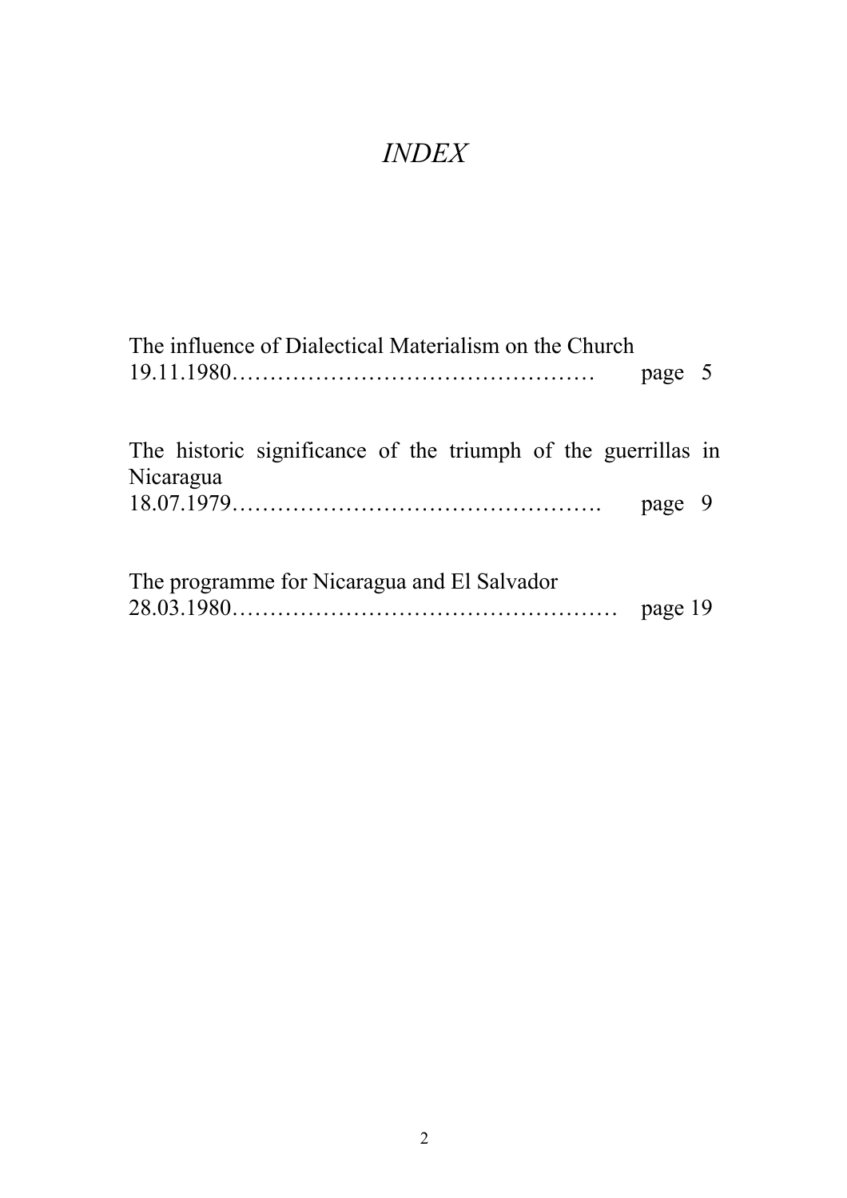# *INDEX*

The influence of Dialectical Materialism on the Church
19.11.1980………………………………………… page 5

The historic significance of the triumph of the guerrillas in Nicaragua
18.07.1979…………………………………………. page 9

The programme for Nicaragua and El Salvador
28.03.1980…………………………………………… page 19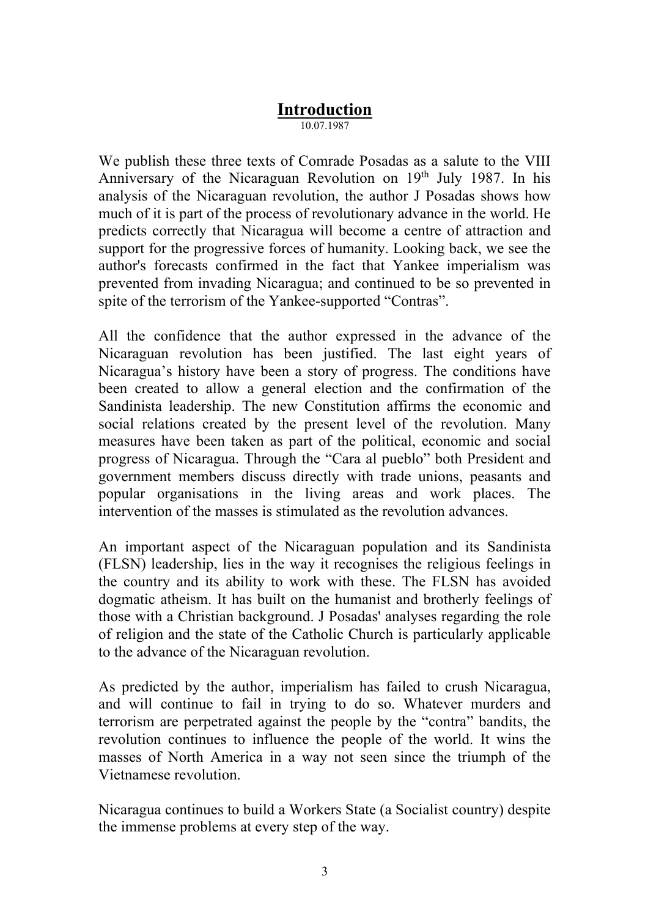# Introduction

10.07.1987

We publish these three texts of Comrade Posadas as a salute to the VIII Anniversary of the Nicaraguan Revolution on 19th July 1987. In his analysis of the Nicaraguan revolution, the author J Posadas shows how much of it is part of the process of revolutionary advance in the world. He predicts correctly that Nicaragua will become a centre of attraction and support for the progressive forces of humanity. Looking back, we see the author's forecasts confirmed in the fact that Yankee imperialism was prevented from invading Nicaragua; and continued to be so prevented in spite of the terrorism of the Yankee-supported "Contras".

All the confidence that the author expressed in the advance of the Nicaraguan revolution has been justified. The last eight years of Nicaragua's history have been a story of progress. The conditions have been created to allow a general election and the confirmation of the Sandinista leadership. The new Constitution affirms the economic and social relations created by the present level of the revolution. Many measures have been taken as part of the political, economic and social progress of Nicaragua. Through the "Cara al pueblo" both President and government members discuss directly with trade unions, peasants and popular organisations in the living areas and work places. The intervention of the masses is stimulated as the revolution advances.

An important aspect of the Nicaraguan population and its Sandinista (FLSN) leadership, lies in the way it recognises the religious feelings in the country and its ability to work with these. The FLSN has avoided dogmatic atheism. It has built on the humanist and brotherly feelings of those with a Christian background. J Posadas' analyses regarding the role of religion and the state of the Catholic Church is particularly applicable to the advance of the Nicaraguan revolution.

As predicted by the author, imperialism has failed to crush Nicaragua, and will continue to fail in trying to do so. Whatever murders and terrorism are perpetrated against the people by the "contra" bandits, the revolution continues to influence the people of the world. It wins the masses of North America in a way not seen since the triumph of the Vietnamese revolution.

Nicaragua continues to build a Workers State (a Socialist country) despite the immense problems at every step of the way.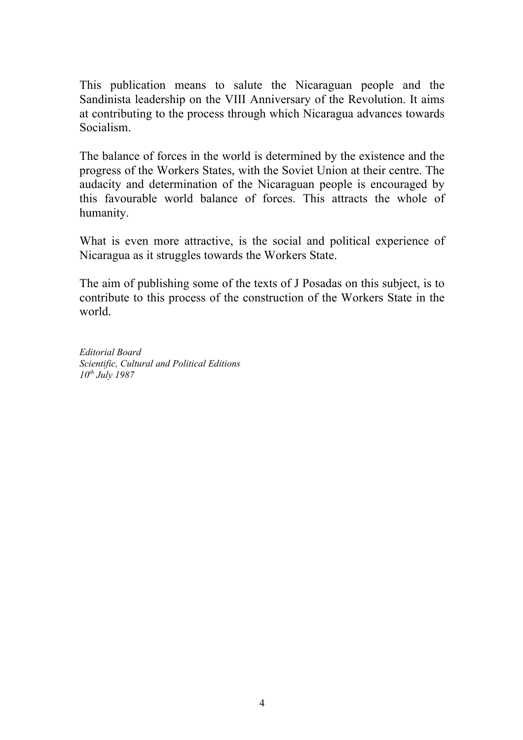This publication means to salute the Nicaraguan people and the Sandinista leadership on the VIII Anniversary of the Revolution. It aims at contributing to the process through which Nicaragua advances towards Socialism.

The balance of forces in the world is determined by the existence and the progress of the Workers States, with the Soviet Union at their centre. The audacity and determination of the Nicaraguan people is encouraged by this favourable world balance of forces. This attracts the whole of humanity.

What is even more attractive, is the social and political experience of Nicaragua as it struggles towards the Workers State.

The aim of publishing some of the texts of J Posadas on this subject, is to contribute to this process of the construction of the Workers State in the world.

*Editorial Board*
*Scientific, Cultural and Political Editions*
*10th July 1987*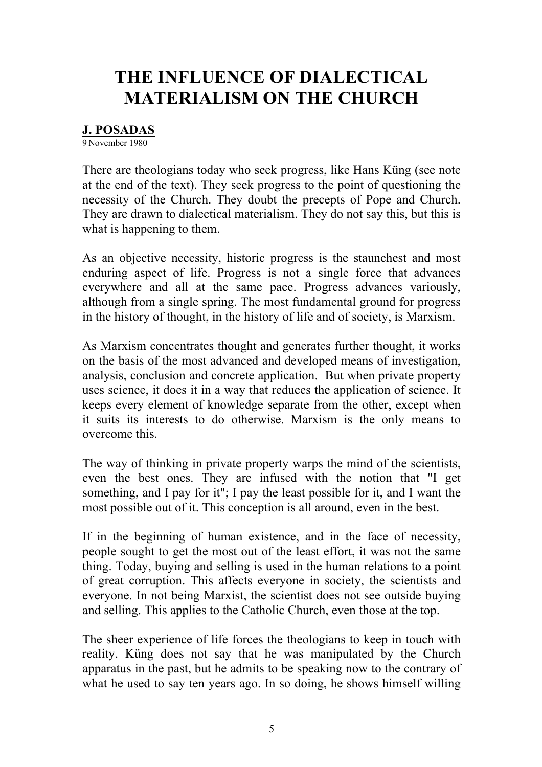# THE INFLUENCE OF DIALECTICAL MATERIALISM ON THE CHURCH

**J. POSADAS**
9 November 1980

There are theologians today who seek progress, like Hans Küng (see note at the end of the text). They seek progress to the point of questioning the necessity of the Church. They doubt the precepts of Pope and Church. They are drawn to dialectical materialism. They do not say this, but this is what is happening to them.

As an objective necessity, historic progress is the staunchest and most enduring aspect of life. Progress is not a single force that advances everywhere and all at the same pace. Progress advances variously, although from a single spring. The most fundamental ground for progress in the history of thought, in the history of life and of society, is Marxism.

As Marxism concentrates thought and generates further thought, it works on the basis of the most advanced and developed means of investigation, analysis, conclusion and concrete application. But when private property uses science, it does it in a way that reduces the application of science. It keeps every element of knowledge separate from the other, except when it suits its interests to do otherwise. Marxism is the only means to overcome this.

The way of thinking in private property warps the mind of the scientists, even the best ones. They are infused with the notion that "I get something, and I pay for it"; I pay the least possible for it, and I want the most possible out of it. This conception is all around, even in the best.

If in the beginning of human existence, and in the face of necessity, people sought to get the most out of the least effort, it was not the same thing. Today, buying and selling is used in the human relations to a point of great corruption. This affects everyone in society, the scientists and everyone. In not being Marxist, the scientist does not see outside buying and selling. This applies to the Catholic Church, even those at the top.

The sheer experience of life forces the theologians to keep in touch with reality. Küng does not say that he was manipulated by the Church apparatus in the past, but he admits to be speaking now to the contrary of what he used to say ten years ago. In so doing, he shows himself willing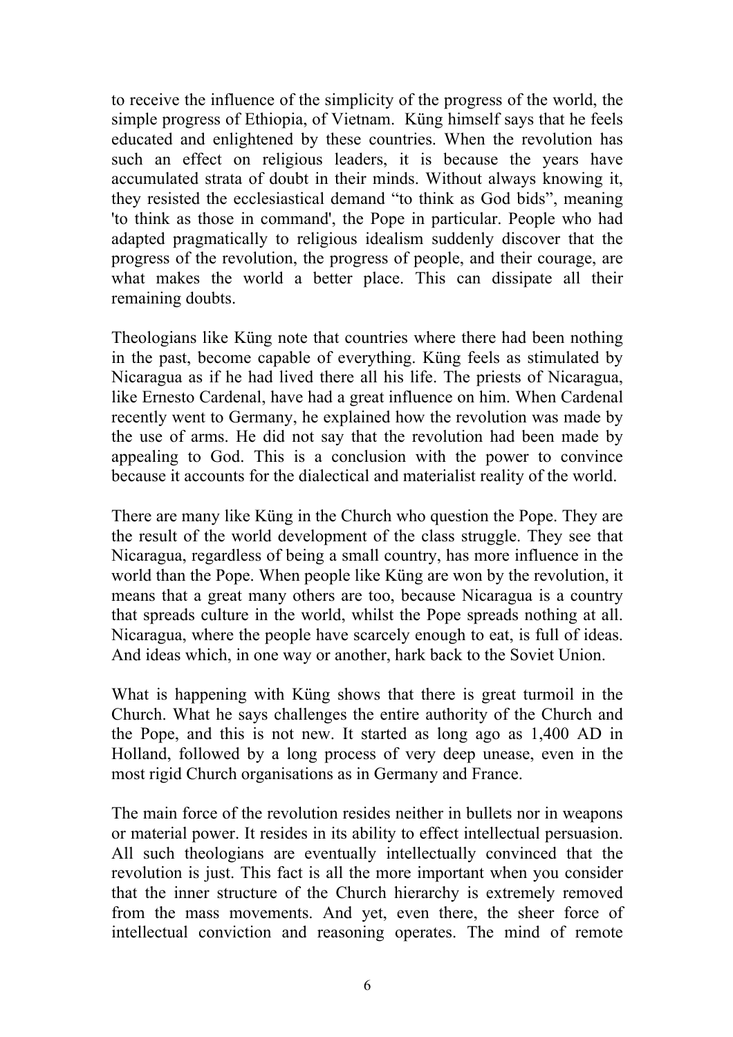to receive the influence of the simplicity of the progress of the world, the simple progress of Ethiopia, of Vietnam. Küng himself says that he feels educated and enlightened by these countries. When the revolution has such an effect on religious leaders, it is because the years have accumulated strata of doubt in their minds. Without always knowing it, they resisted the ecclesiastical demand "to think as God bids", meaning 'to think as those in command', the Pope in particular. People who had adapted pragmatically to religious idealism suddenly discover that the progress of the revolution, the progress of people, and their courage, are what makes the world a better place. This can dissipate all their remaining doubts.

Theologians like Küng note that countries where there had been nothing in the past, become capable of everything. Küng feels as stimulated by Nicaragua as if he had lived there all his life. The priests of Nicaragua, like Ernesto Cardenal, have had a great influence on him. When Cardenal recently went to Germany, he explained how the revolution was made by the use of arms. He did not say that the revolution had been made by appealing to God. This is a conclusion with the power to convince because it accounts for the dialectical and materialist reality of the world.

There are many like Küng in the Church who question the Pope. They are the result of the world development of the class struggle. They see that Nicaragua, regardless of being a small country, has more influence in the world than the Pope. When people like Küng are won by the revolution, it means that a great many others are too, because Nicaragua is a country that spreads culture in the world, whilst the Pope spreads nothing at all. Nicaragua, where the people have scarcely enough to eat, is full of ideas. And ideas which, in one way or another, hark back to the Soviet Union.

What is happening with Küng shows that there is great turmoil in the Church. What he says challenges the entire authority of the Church and the Pope, and this is not new. It started as long ago as 1,400 AD in Holland, followed by a long process of very deep unease, even in the most rigid Church organisations as in Germany and France.

The main force of the revolution resides neither in bullets nor in weapons or material power. It resides in its ability to effect intellectual persuasion. All such theologians are eventually intellectually convinced that the revolution is just. This fact is all the more important when you consider that the inner structure of the Church hierarchy is extremely removed from the mass movements. And yet, even there, the sheer force of intellectual conviction and reasoning operates. The mind of remote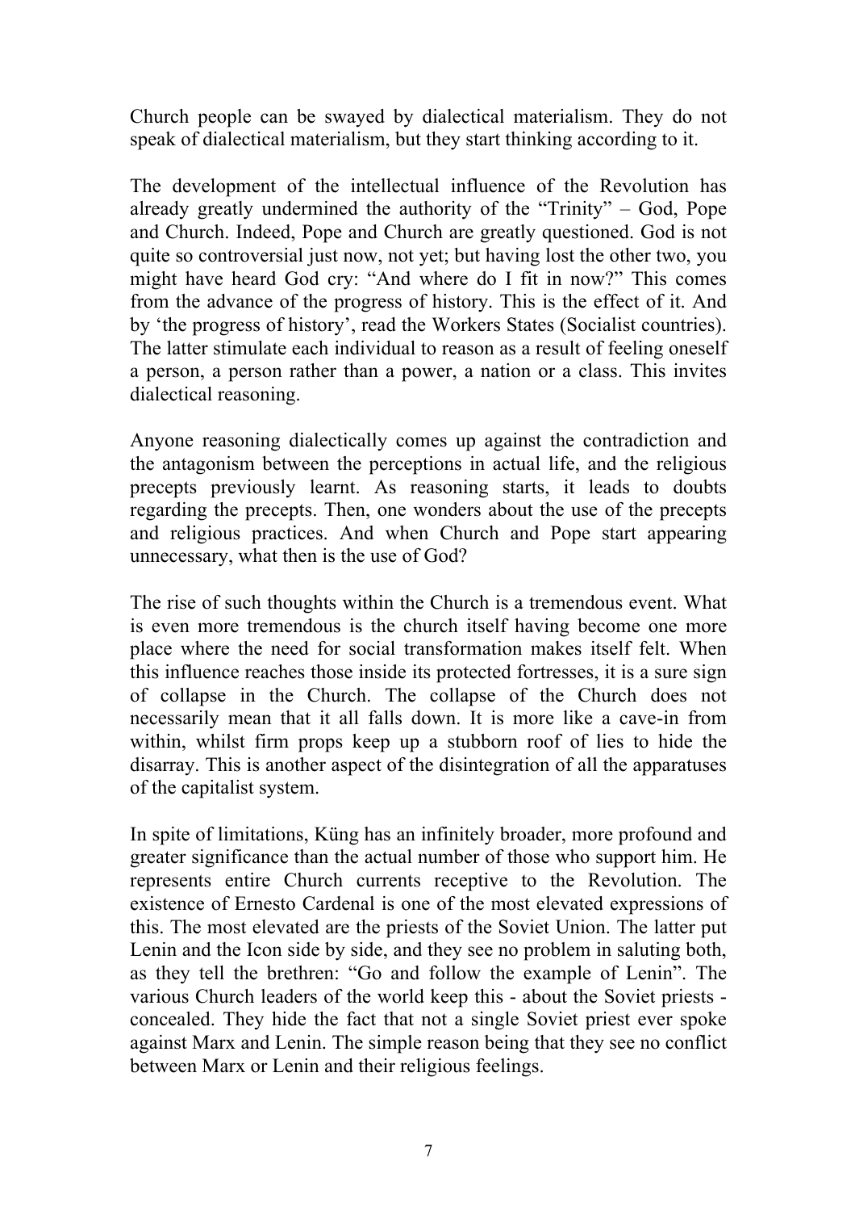Church people can be swayed by dialectical materialism. They do not speak of dialectical materialism, but they start thinking according to it.

The development of the intellectual influence of the Revolution has already greatly undermined the authority of the "Trinity" – God, Pope and Church. Indeed, Pope and Church are greatly questioned. God is not quite so controversial just now, not yet; but having lost the other two, you might have heard God cry: "And where do I fit in now?" This comes from the advance of the progress of history. This is the effect of it. And by 'the progress of history', read the Workers States (Socialist countries). The latter stimulate each individual to reason as a result of feeling oneself a person, a person rather than a power, a nation or a class. This invites dialectical reasoning.

Anyone reasoning dialectically comes up against the contradiction and the antagonism between the perceptions in actual life, and the religious precepts previously learnt. As reasoning starts, it leads to doubts regarding the precepts. Then, one wonders about the use of the precepts and religious practices. And when Church and Pope start appearing unnecessary, what then is the use of God?

The rise of such thoughts within the Church is a tremendous event. What is even more tremendous is the church itself having become one more place where the need for social transformation makes itself felt. When this influence reaches those inside its protected fortresses, it is a sure sign of collapse in the Church. The collapse of the Church does not necessarily mean that it all falls down. It is more like a cave-in from within, whilst firm props keep up a stubborn roof of lies to hide the disarray. This is another aspect of the disintegration of all the apparatuses of the capitalist system.

In spite of limitations, Küng has an infinitely broader, more profound and greater significance than the actual number of those who support him. He represents entire Church currents receptive to the Revolution. The existence of Ernesto Cardenal is one of the most elevated expressions of this. The most elevated are the priests of the Soviet Union. The latter put Lenin and the Icon side by side, and they see no problem in saluting both, as they tell the brethren: "Go and follow the example of Lenin". The various Church leaders of the world keep this - about the Soviet priests - concealed. They hide the fact that not a single Soviet priest ever spoke against Marx and Lenin. The simple reason being that they see no conflict between Marx or Lenin and their religious feelings.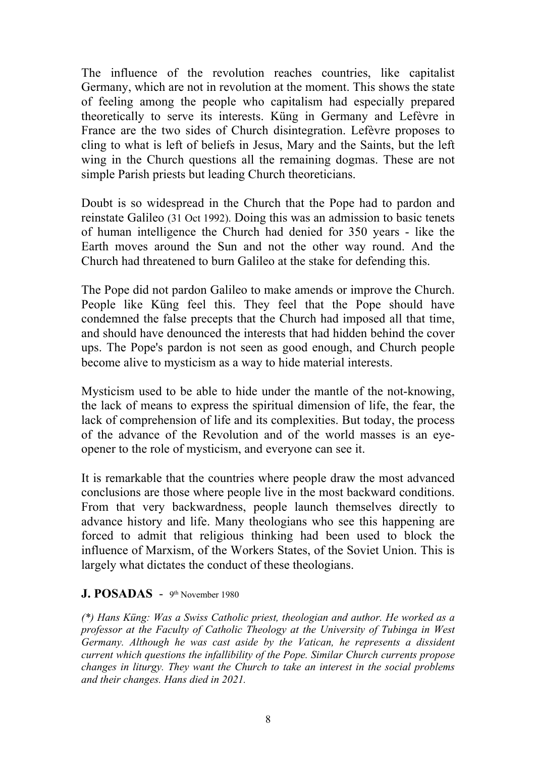The influence of the revolution reaches countries, like capitalist Germany, which are not in revolution at the moment. This shows the state of feeling among the people who capitalism had especially prepared theoretically to serve its interests. Küng in Germany and Lefèvre in France are the two sides of Church disintegration. Lefèvre proposes to cling to what is left of beliefs in Jesus, Mary and the Saints, but the left wing in the Church questions all the remaining dogmas. These are not simple Parish priests but leading Church theoreticians.

Doubt is so widespread in the Church that the Pope had to pardon and reinstate Galileo (31 Oct 1992). Doing this was an admission to basic tenets of human intelligence the Church had denied for 350 years - like the Earth moves around the Sun and not the other way round. And the Church had threatened to burn Galileo at the stake for defending this.

The Pope did not pardon Galileo to make amends or improve the Church. People like Küng feel this. They feel that the Pope should have condemned the false precepts that the Church had imposed all that time, and should have denounced the interests that had hidden behind the cover ups. The Pope's pardon is not seen as good enough, and Church people become alive to mysticism as a way to hide material interests.

Mysticism used to be able to hide under the mantle of the not-knowing, the lack of means to express the spiritual dimension of life, the fear, the lack of comprehension of life and its complexities. But today, the process of the advance of the Revolution and of the world masses is an eye-opener to the role of mysticism, and everyone can see it.

It is remarkable that the countries where people draw the most advanced conclusions are those where people live in the most backward conditions. From that very backwardness, people launch themselves directly to advance history and life. Many theologians who see this happening are forced to admit that religious thinking had been used to block the influence of Marxism, of the Workers States, of the Soviet Union. This is largely what dictates the conduct of these theologians.

**J. POSADAS** - 9th November 1980

*(\*) Hans Küng: Was a Swiss Catholic priest, theologian and author. He worked as a professor at the Faculty of Catholic Theology at the University of Tubinga in West Germany. Although he was cast aside by the Vatican, he represents a dissident current which questions the infallibility of the Pope. Similar Church currents propose changes in liturgy. They want the Church to take an interest in the social problems and their changes. Hans died in 2021.*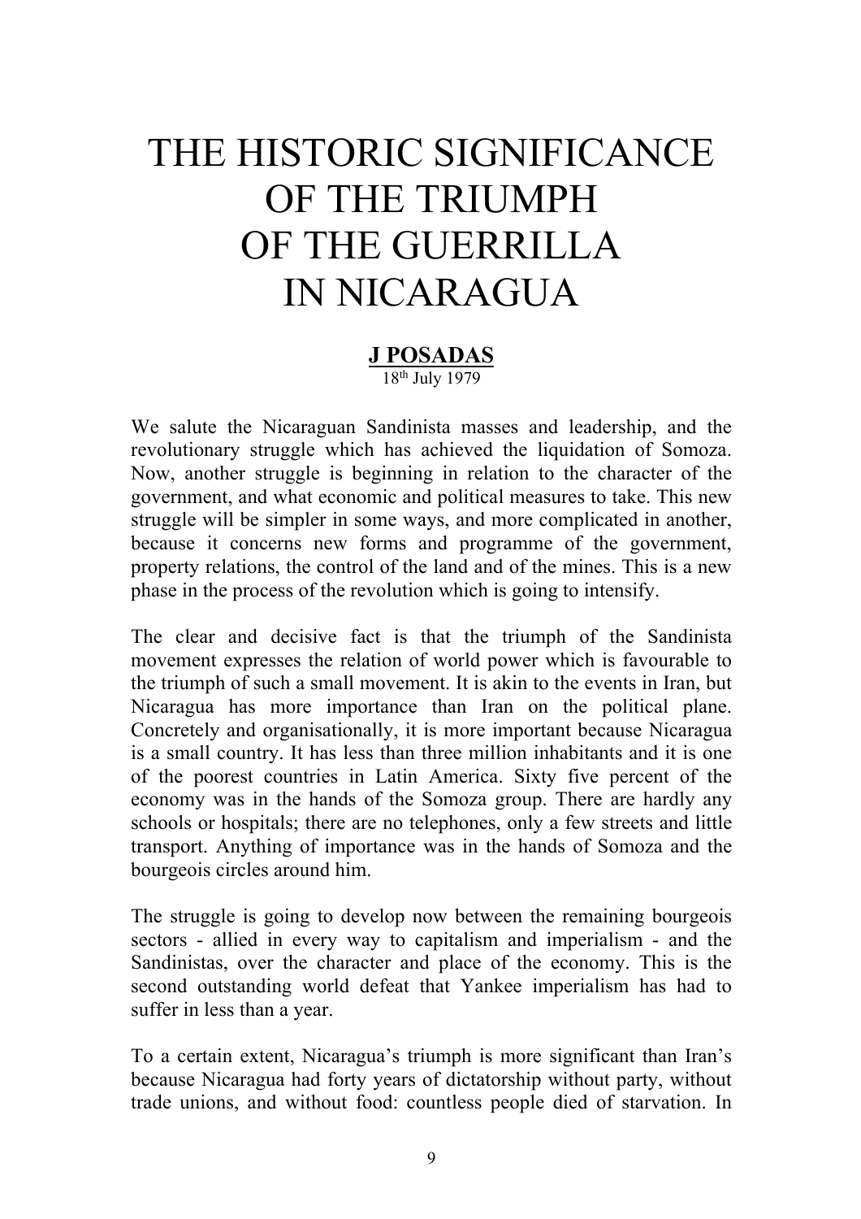# THE HISTORIC SIGNIFICANCE OF THE TRIUMPH OF THE GUERRILLA IN NICARAGUA

**J POSADAS**

18th July 1979

We salute the Nicaraguan Sandinista masses and leadership, and the revolutionary struggle which has achieved the liquidation of Somoza. Now, another struggle is beginning in relation to the character of the government, and what economic and political measures to take. This new struggle will be simpler in some ways, and more complicated in another, because it concerns new forms and programme of the government, property relations, the control of the land and of the mines. This is a new phase in the process of the revolution which is going to intensify.

The clear and decisive fact is that the triumph of the Sandinista movement expresses the relation of world power which is favourable to the triumph of such a small movement. It is akin to the events in Iran, but Nicaragua has more importance than Iran on the political plane. Concretely and organisationally, it is more important because Nicaragua is a small country. It has less than three million inhabitants and it is one of the poorest countries in Latin America. Sixty five percent of the economy was in the hands of the Somoza group. There are hardly any schools or hospitals; there are no telephones, only a few streets and little transport. Anything of importance was in the hands of Somoza and the bourgeois circles around him.

The struggle is going to develop now between the remaining bourgeois sectors - allied in every way to capitalism and imperialism - and the Sandinistas, over the character and place of the economy. This is the second outstanding world defeat that Yankee imperialism has had to suffer in less than a year.

To a certain extent, Nicaragua's triumph is more significant than Iran's because Nicaragua had forty years of dictatorship without party, without trade unions, and without food: countless people died of starvation. In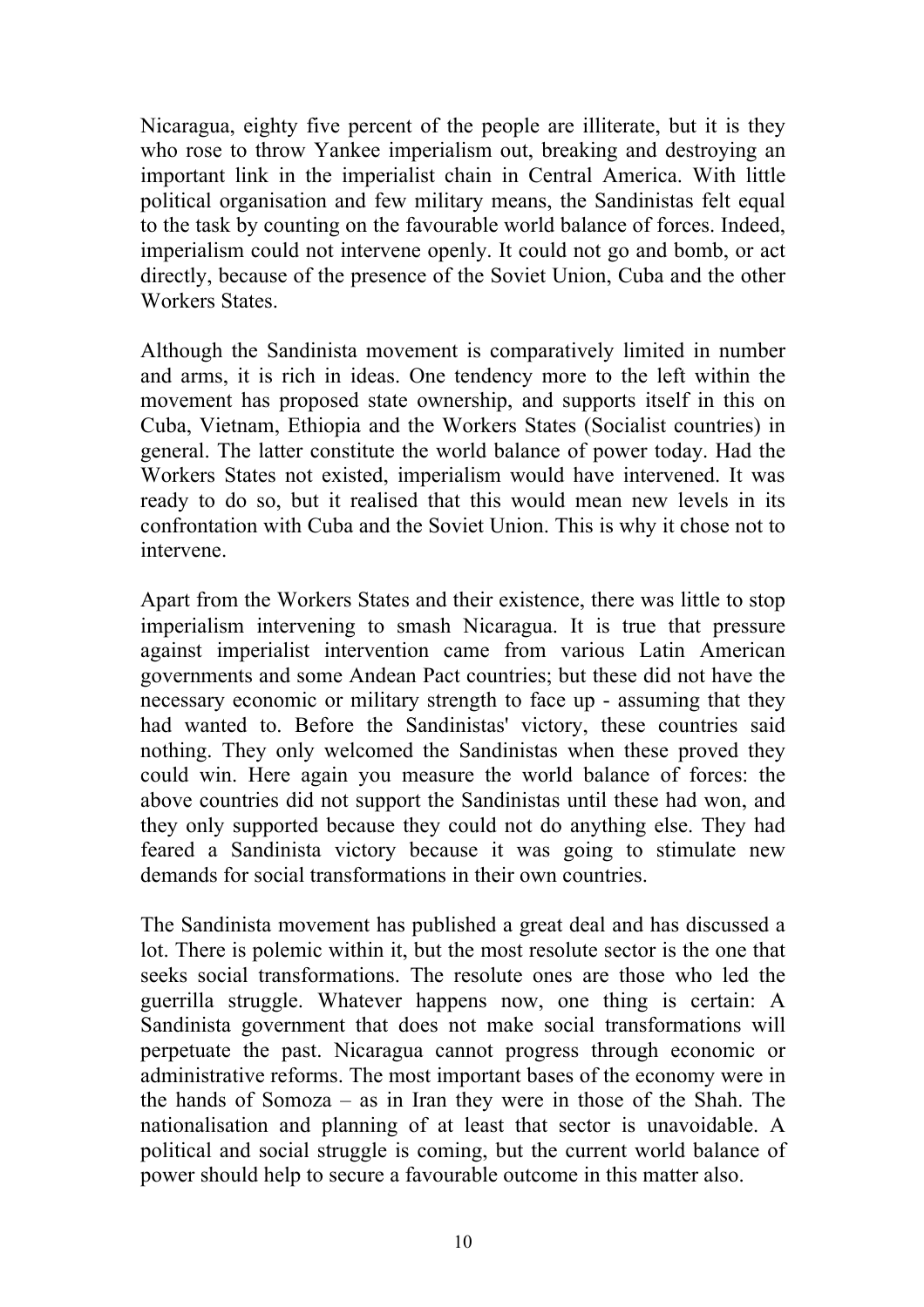Nicaragua, eighty five percent of the people are illiterate, but it is they who rose to throw Yankee imperialism out, breaking and destroying an important link in the imperialist chain in Central America. With little political organisation and few military means, the Sandinistas felt equal to the task by counting on the favourable world balance of forces. Indeed, imperialism could not intervene openly. It could not go and bomb, or act directly, because of the presence of the Soviet Union, Cuba and the other Workers States.

Although the Sandinista movement is comparatively limited in number and arms, it is rich in ideas. One tendency more to the left within the movement has proposed state ownership, and supports itself in this on Cuba, Vietnam, Ethiopia and the Workers States (Socialist countries) in general. The latter constitute the world balance of power today. Had the Workers States not existed, imperialism would have intervened. It was ready to do so, but it realised that this would mean new levels in its confrontation with Cuba and the Soviet Union. This is why it chose not to intervene.

Apart from the Workers States and their existence, there was little to stop imperialism intervening to smash Nicaragua. It is true that pressure against imperialist intervention came from various Latin American governments and some Andean Pact countries; but these did not have the necessary economic or military strength to face up - assuming that they had wanted to. Before the Sandinistas' victory, these countries said nothing. They only welcomed the Sandinistas when these proved they could win. Here again you measure the world balance of forces: the above countries did not support the Sandinistas until these had won, and they only supported because they could not do anything else. They had feared a Sandinista victory because it was going to stimulate new demands for social transformations in their own countries.

The Sandinista movement has published a great deal and has discussed a lot. There is polemic within it, but the most resolute sector is the one that seeks social transformations. The resolute ones are those who led the guerrilla struggle. Whatever happens now, one thing is certain: A Sandinista government that does not make social transformations will perpetuate the past. Nicaragua cannot progress through economic or administrative reforms. The most important bases of the economy were in the hands of Somoza – as in Iran they were in those of the Shah. The nationalisation and planning of at least that sector is unavoidable. A political and social struggle is coming, but the current world balance of power should help to secure a favourable outcome in this matter also.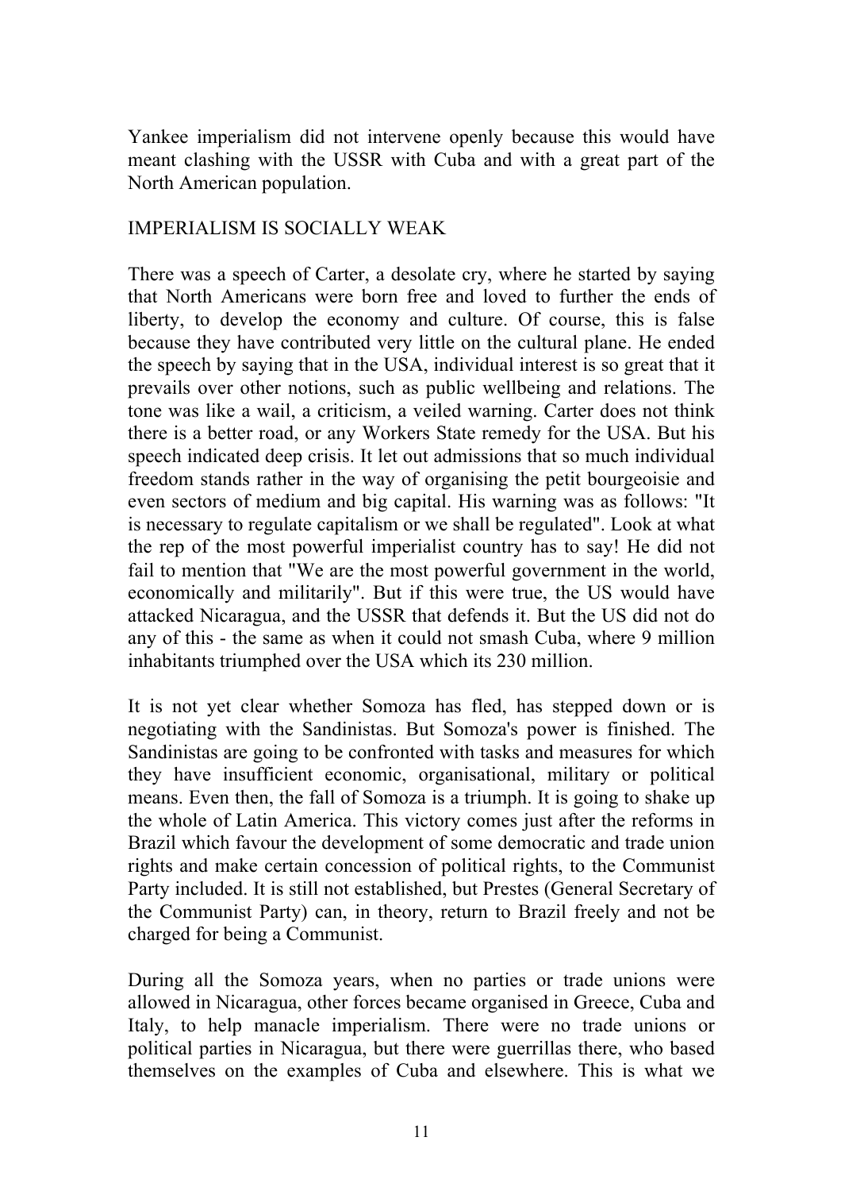Yankee imperialism did not intervene openly because this would have meant clashing with the USSR with Cuba and with a great part of the North American population.

## IMPERIALISM IS SOCIALLY WEAK

There was a speech of Carter, a desolate cry, where he started by saying that North Americans were born free and loved to further the ends of liberty, to develop the economy and culture. Of course, this is false because they have contributed very little on the cultural plane. He ended the speech by saying that in the USA, individual interest is so great that it prevails over other notions, such as public wellbeing and relations. The tone was like a wail, a criticism, a veiled warning. Carter does not think there is a better road, or any Workers State remedy for the USA. But his speech indicated deep crisis. It let out admissions that so much individual freedom stands rather in the way of organising the petit bourgeoisie and even sectors of medium and big capital. His warning was as follows: "It is necessary to regulate capitalism or we shall be regulated". Look at what the rep of the most powerful imperialist country has to say! He did not fail to mention that "We are the most powerful government in the world, economically and militarily". But if this were true, the US would have attacked Nicaragua, and the USSR that defends it. But the US did not do any of this - the same as when it could not smash Cuba, where 9 million inhabitants triumphed over the USA which its 230 million.

It is not yet clear whether Somoza has fled, has stepped down or is negotiating with the Sandinistas. But Somoza's power is finished. The Sandinistas are going to be confronted with tasks and measures for which they have insufficient economic, organisational, military or political means. Even then, the fall of Somoza is a triumph. It is going to shake up the whole of Latin America. This victory comes just after the reforms in Brazil which favour the development of some democratic and trade union rights and make certain concession of political rights, to the Communist Party included. It is still not established, but Prestes (General Secretary of the Communist Party) can, in theory, return to Brazil freely and not be charged for being a Communist.

During all the Somoza years, when no parties or trade unions were allowed in Nicaragua, other forces became organised in Greece, Cuba and Italy, to help manacle imperialism. There were no trade unions or political parties in Nicaragua, but there were guerrillas there, who based themselves on the examples of Cuba and elsewhere. This is what we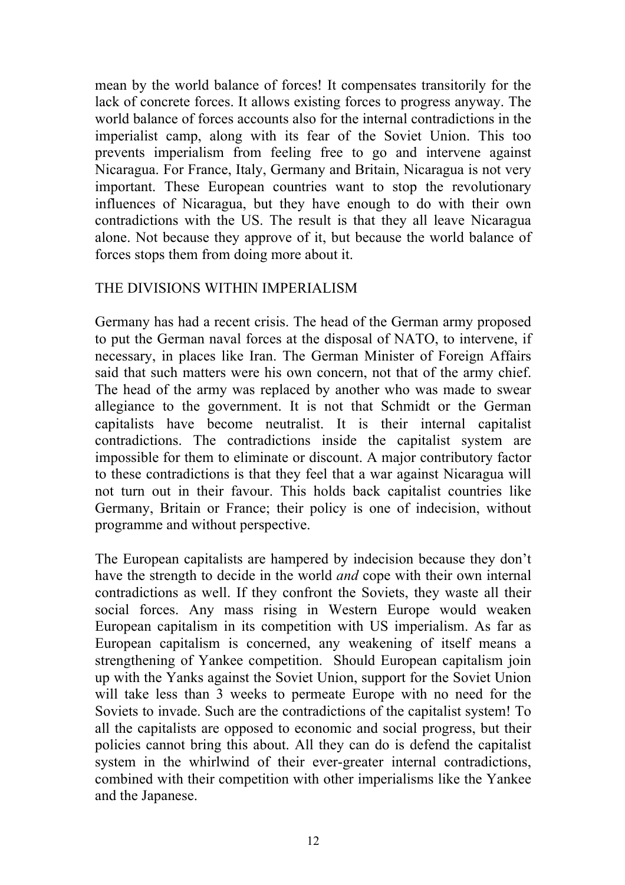mean by the world balance of forces! It compensates transitorily for the lack of concrete forces. It allows existing forces to progress anyway. The world balance of forces accounts also for the internal contradictions in the imperialist camp, along with its fear of the Soviet Union. This too prevents imperialism from feeling free to go and intervene against Nicaragua. For France, Italy, Germany and Britain, Nicaragua is not very important. These European countries want to stop the revolutionary influences of Nicaragua, but they have enough to do with their own contradictions with the US. The result is that they all leave Nicaragua alone. Not because they approve of it, but because the world balance of forces stops them from doing more about it.

## THE DIVISIONS WITHIN IMPERIALISM

Germany has had a recent crisis. The head of the German army proposed to put the German naval forces at the disposal of NATO, to intervene, if necessary, in places like Iran. The German Minister of Foreign Affairs said that such matters were his own concern, not that of the army chief. The head of the army was replaced by another who was made to swear allegiance to the government. It is not that Schmidt or the German capitalists have become neutralist. It is their internal capitalist contradictions. The contradictions inside the capitalist system are impossible for them to eliminate or discount. A major contributory factor to these contradictions is that they feel that a war against Nicaragua will not turn out in their favour. This holds back capitalist countries like Germany, Britain or France; their policy is one of indecision, without programme and without perspective.

The European capitalists are hampered by indecision because they don't have the strength to decide in the world *and* cope with their own internal contradictions as well. If they confront the Soviets, they waste all their social forces. Any mass rising in Western Europe would weaken European capitalism in its competition with US imperialism. As far as European capitalism is concerned, any weakening of itself means a strengthening of Yankee competition. Should European capitalism join up with the Yanks against the Soviet Union, support for the Soviet Union will take less than 3 weeks to permeate Europe with no need for the Soviets to invade. Such are the contradictions of the capitalist system! To all the capitalists are opposed to economic and social progress, but their policies cannot bring this about. All they can do is defend the capitalist system in the whirlwind of their ever-greater internal contradictions, combined with their competition with other imperialisms like the Yankee and the Japanese.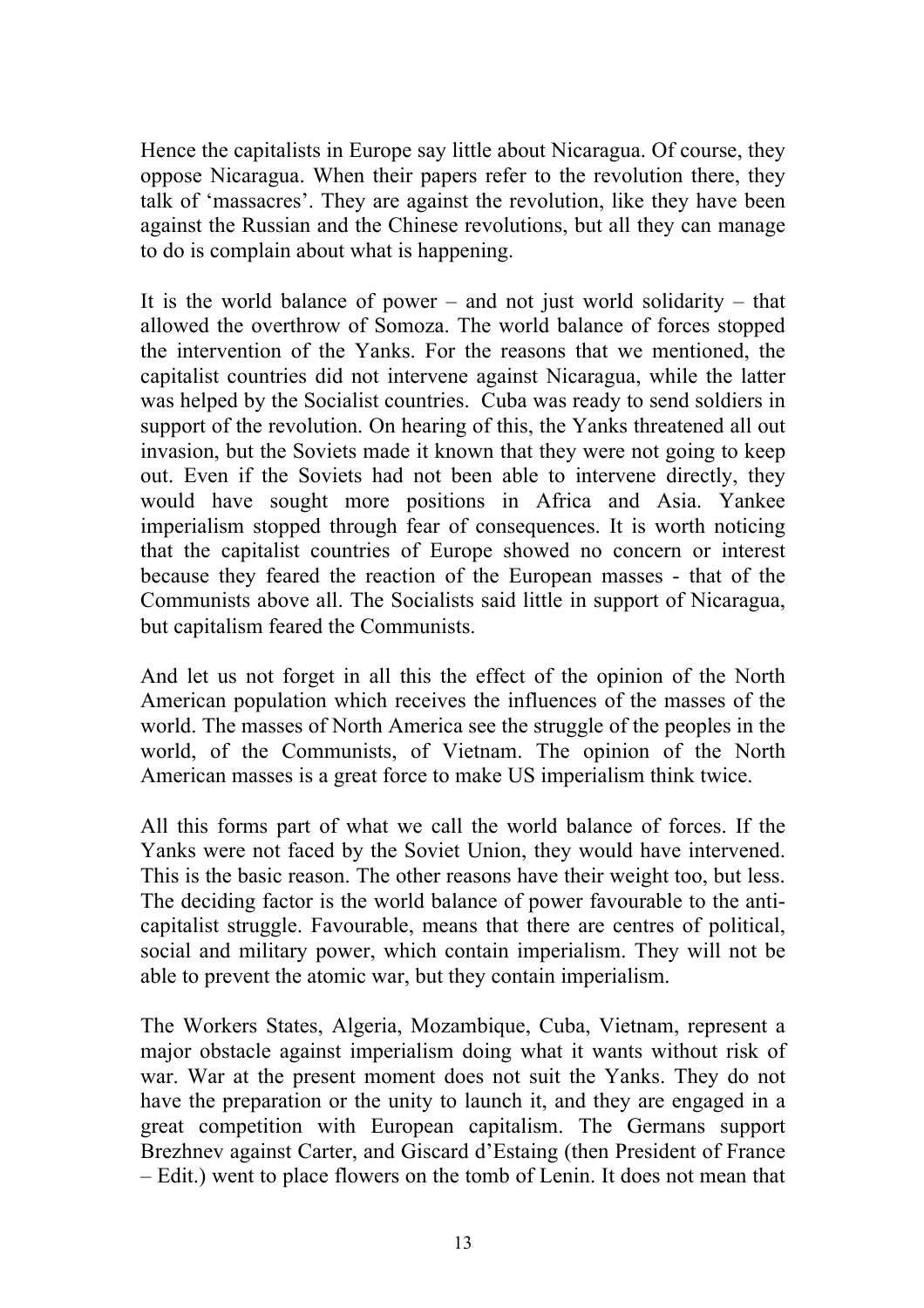Hence the capitalists in Europe say little about Nicaragua. Of course, they oppose Nicaragua. When their papers refer to the revolution there, they talk of 'massacres'. They are against the revolution, like they have been against the Russian and the Chinese revolutions, but all they can manage to do is complain about what is happening.

It is the world balance of power – and not just world solidarity – that allowed the overthrow of Somoza. The world balance of forces stopped the intervention of the Yanks. For the reasons that we mentioned, the capitalist countries did not intervene against Nicaragua, while the latter was helped by the Socialist countries. Cuba was ready to send soldiers in support of the revolution. On hearing of this, the Yanks threatened all out invasion, but the Soviets made it known that they were not going to keep out. Even if the Soviets had not been able to intervene directly, they would have sought more positions in Africa and Asia. Yankee imperialism stopped through fear of consequences. It is worth noticing that the capitalist countries of Europe showed no concern or interest because they feared the reaction of the European masses - that of the Communists above all. The Socialists said little in support of Nicaragua, but capitalism feared the Communists.

And let us not forget in all this the effect of the opinion of the North American population which receives the influences of the masses of the world. The masses of North America see the struggle of the peoples in the world, of the Communists, of Vietnam. The opinion of the North American masses is a great force to make US imperialism think twice.

All this forms part of what we call the world balance of forces. If the Yanks were not faced by the Soviet Union, they would have intervened. This is the basic reason. The other reasons have their weight too, but less. The deciding factor is the world balance of power favourable to the anti-capitalist struggle. Favourable, means that there are centres of political, social and military power, which contain imperialism. They will not be able to prevent the atomic war, but they contain imperialism.

The Workers States, Algeria, Mozambique, Cuba, Vietnam, represent a major obstacle against imperialism doing what it wants without risk of war. War at the present moment does not suit the Yanks. They do not have the preparation or the unity to launch it, and they are engaged in a great competition with European capitalism. The Germans support Brezhnev against Carter, and Giscard d'Estaing (then President of France – Edit.) went to place flowers on the tomb of Lenin. It does not mean that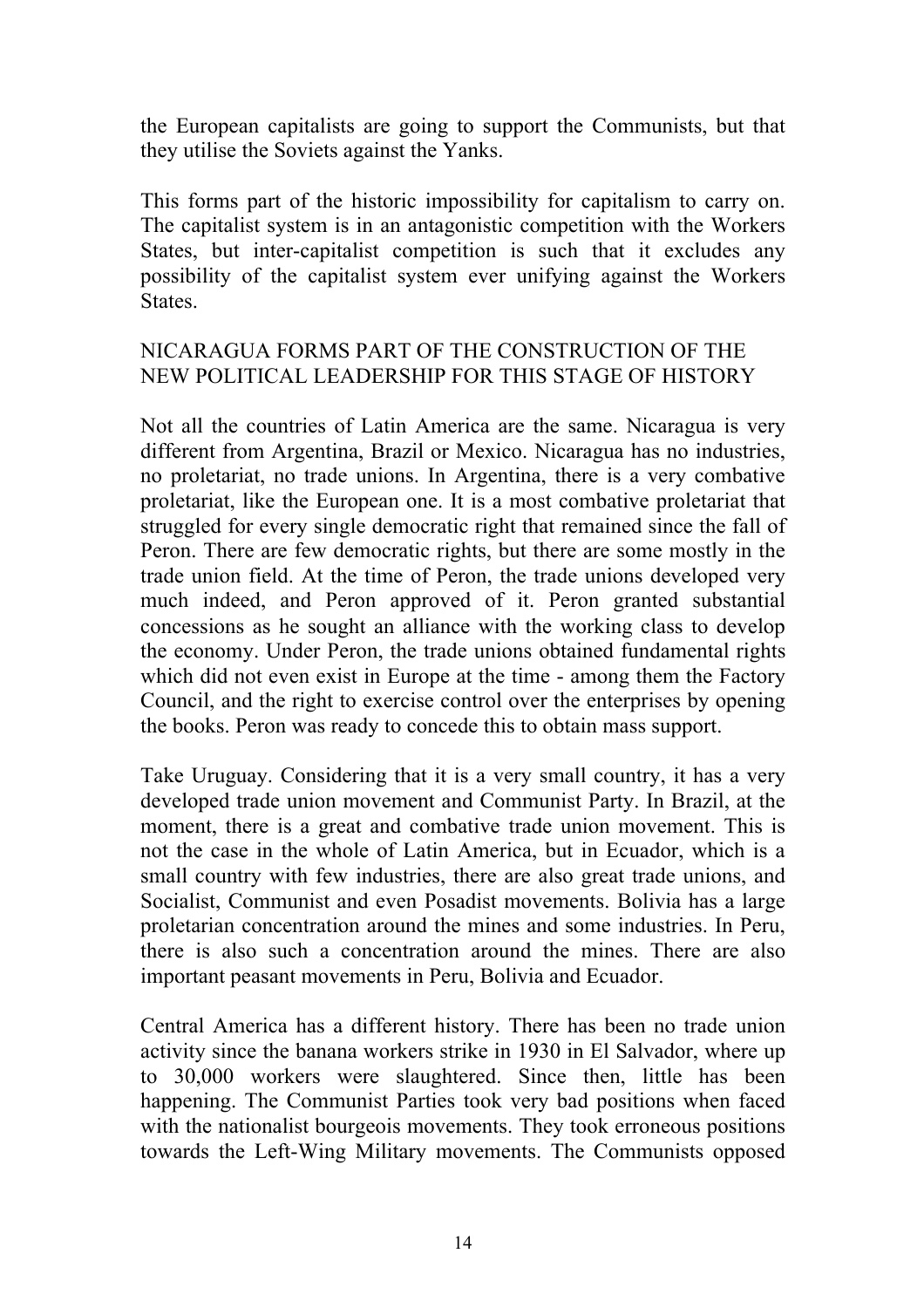the European capitalists are going to support the Communists, but that they utilise the Soviets against the Yanks.

This forms part of the historic impossibility for capitalism to carry on. The capitalist system is in an antagonistic competition with the Workers States, but inter-capitalist competition is such that it excludes any possibility of the capitalist system ever unifying against the Workers States.

## NICARAGUA FORMS PART OF THE CONSTRUCTION OF THE NEW POLITICAL LEADERSHIP FOR THIS STAGE OF HISTORY

Not all the countries of Latin America are the same. Nicaragua is very different from Argentina, Brazil or Mexico. Nicaragua has no industries, no proletariat, no trade unions. In Argentina, there is a very combative proletariat, like the European one. It is a most combative proletariat that struggled for every single democratic right that remained since the fall of Peron. There are few democratic rights, but there are some mostly in the trade union field. At the time of Peron, the trade unions developed very much indeed, and Peron approved of it. Peron granted substantial concessions as he sought an alliance with the working class to develop the economy. Under Peron, the trade unions obtained fundamental rights which did not even exist in Europe at the time - among them the Factory Council, and the right to exercise control over the enterprises by opening the books. Peron was ready to concede this to obtain mass support.

Take Uruguay. Considering that it is a very small country, it has a very developed trade union movement and Communist Party. In Brazil, at the moment, there is a great and combative trade union movement. This is not the case in the whole of Latin America, but in Ecuador, which is a small country with few industries, there are also great trade unions, and Socialist, Communist and even Posadist movements. Bolivia has a large proletarian concentration around the mines and some industries. In Peru, there is also such a concentration around the mines. There are also important peasant movements in Peru, Bolivia and Ecuador.

Central America has a different history. There has been no trade union activity since the banana workers strike in 1930 in El Salvador, where up to 30,000 workers were slaughtered. Since then, little has been happening. The Communist Parties took very bad positions when faced with the nationalist bourgeois movements. They took erroneous positions towards the Left-Wing Military movements. The Communists opposed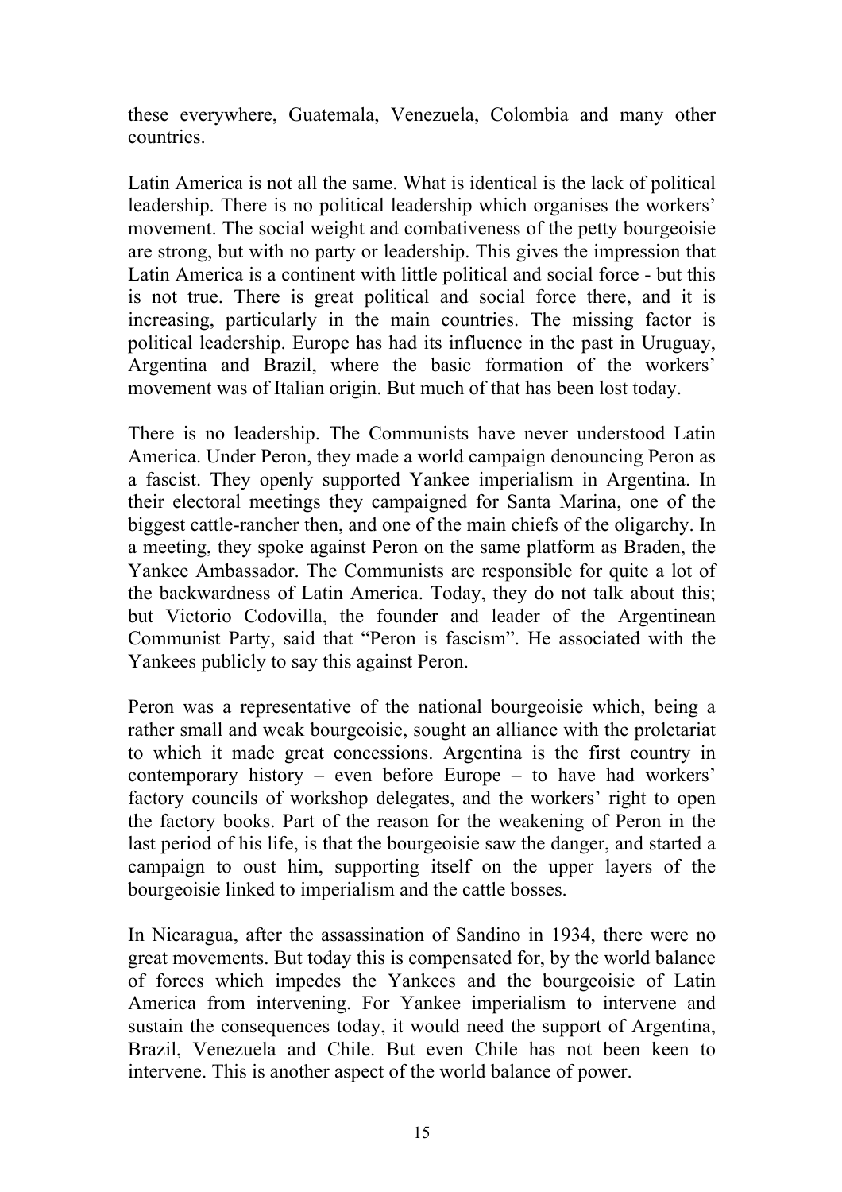these everywhere, Guatemala, Venezuela, Colombia and many other countries.

Latin America is not all the same. What is identical is the lack of political leadership. There is no political leadership which organises the workers' movement. The social weight and combativeness of the petty bourgeoisie are strong, but with no party or leadership. This gives the impression that Latin America is a continent with little political and social force - but this is not true. There is great political and social force there, and it is increasing, particularly in the main countries. The missing factor is political leadership. Europe has had its influence in the past in Uruguay, Argentina and Brazil, where the basic formation of the workers' movement was of Italian origin. But much of that has been lost today.

There is no leadership. The Communists have never understood Latin America. Under Peron, they made a world campaign denouncing Peron as a fascist. They openly supported Yankee imperialism in Argentina. In their electoral meetings they campaigned for Santa Marina, one of the biggest cattle-rancher then, and one of the main chiefs of the oligarchy. In a meeting, they spoke against Peron on the same platform as Braden, the Yankee Ambassador. The Communists are responsible for quite a lot of the backwardness of Latin America. Today, they do not talk about this; but Victorio Codovilla, the founder and leader of the Argentinean Communist Party, said that "Peron is fascism". He associated with the Yankees publicly to say this against Peron.

Peron was a representative of the national bourgeoisie which, being a rather small and weak bourgeoisie, sought an alliance with the proletariat to which it made great concessions. Argentina is the first country in contemporary history – even before Europe – to have had workers' factory councils of workshop delegates, and the workers' right to open the factory books. Part of the reason for the weakening of Peron in the last period of his life, is that the bourgeoisie saw the danger, and started a campaign to oust him, supporting itself on the upper layers of the bourgeoisie linked to imperialism and the cattle bosses.

In Nicaragua, after the assassination of Sandino in 1934, there were no great movements. But today this is compensated for, by the world balance of forces which impedes the Yankees and the bourgeoisie of Latin America from intervening. For Yankee imperialism to intervene and sustain the consequences today, it would need the support of Argentina, Brazil, Venezuela and Chile. But even Chile has not been keen to intervene. This is another aspect of the world balance of power.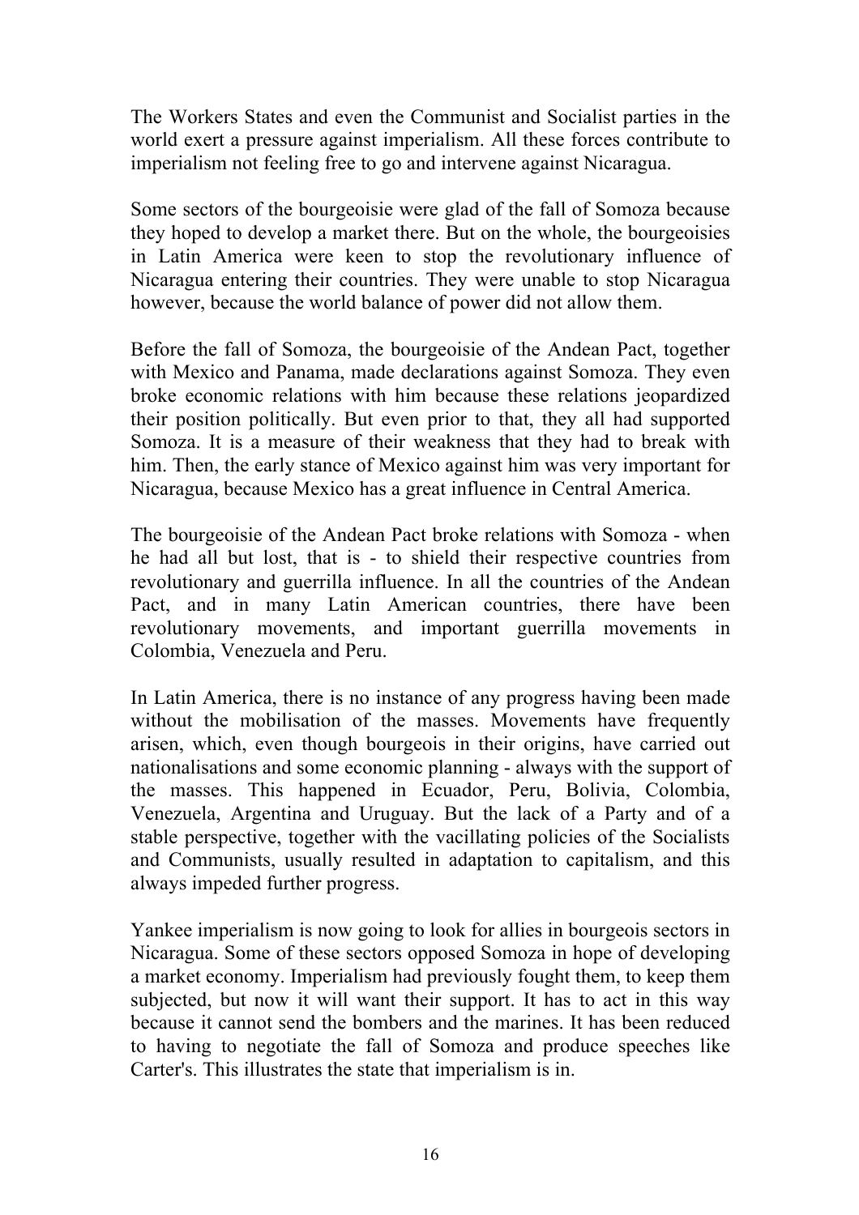The Workers States and even the Communist and Socialist parties in the world exert a pressure against imperialism. All these forces contribute to imperialism not feeling free to go and intervene against Nicaragua.

Some sectors of the bourgeoisie were glad of the fall of Somoza because they hoped to develop a market there. But on the whole, the bourgeoisies in Latin America were keen to stop the revolutionary influence of Nicaragua entering their countries. They were unable to stop Nicaragua however, because the world balance of power did not allow them.

Before the fall of Somoza, the bourgeoisie of the Andean Pact, together with Mexico and Panama, made declarations against Somoza. They even broke economic relations with him because these relations jeopardized their position politically. But even prior to that, they all had supported Somoza. It is a measure of their weakness that they had to break with him. Then, the early stance of Mexico against him was very important for Nicaragua, because Mexico has a great influence in Central America.

The bourgeoisie of the Andean Pact broke relations with Somoza - when he had all but lost, that is - to shield their respective countries from revolutionary and guerrilla influence. In all the countries of the Andean Pact, and in many Latin American countries, there have been revolutionary movements, and important guerrilla movements in Colombia, Venezuela and Peru.

In Latin America, there is no instance of any progress having been made without the mobilisation of the masses. Movements have frequently arisen, which, even though bourgeois in their origins, have carried out nationalisations and some economic planning - always with the support of the masses. This happened in Ecuador, Peru, Bolivia, Colombia, Venezuela, Argentina and Uruguay. But the lack of a Party and of a stable perspective, together with the vacillating policies of the Socialists and Communists, usually resulted in adaptation to capitalism, and this always impeded further progress.

Yankee imperialism is now going to look for allies in bourgeois sectors in Nicaragua. Some of these sectors opposed Somoza in hope of developing a market economy. Imperialism had previously fought them, to keep them subjected, but now it will want their support. It has to act in this way because it cannot send the bombers and the marines. It has been reduced to having to negotiate the fall of Somoza and produce speeches like Carter's. This illustrates the state that imperialism is in.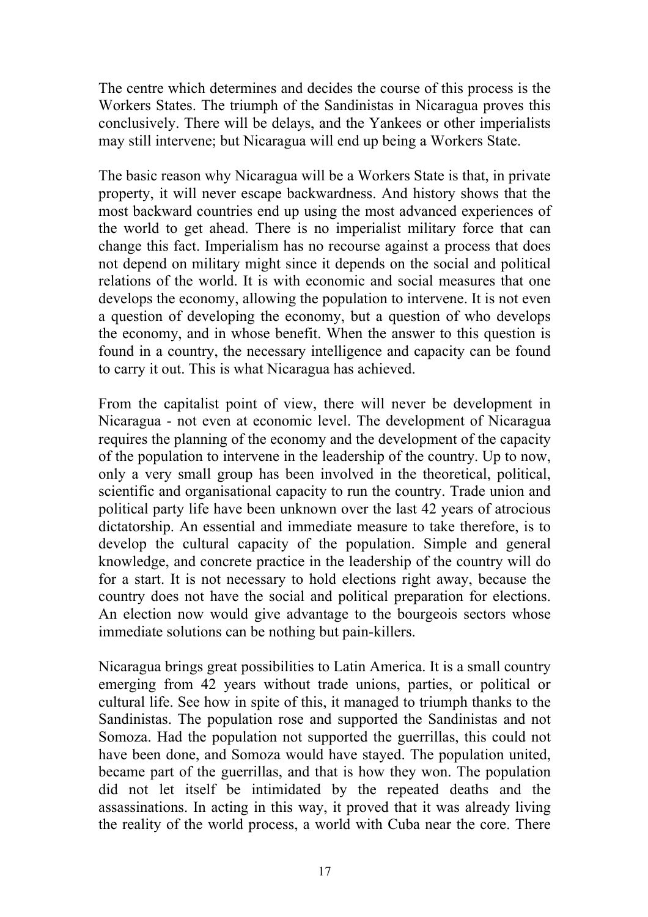The centre which determines and decides the course of this process is the Workers States. The triumph of the Sandinistas in Nicaragua proves this conclusively. There will be delays, and the Yankees or other imperialists may still intervene; but Nicaragua will end up being a Workers State.

The basic reason why Nicaragua will be a Workers State is that, in private property, it will never escape backwardness. And history shows that the most backward countries end up using the most advanced experiences of the world to get ahead. There is no imperialist military force that can change this fact. Imperialism has no recourse against a process that does not depend on military might since it depends on the social and political relations of the world. It is with economic and social measures that one develops the economy, allowing the population to intervene. It is not even a question of developing the economy, but a question of who develops the economy, and in whose benefit. When the answer to this question is found in a country, the necessary intelligence and capacity can be found to carry it out. This is what Nicaragua has achieved.

From the capitalist point of view, there will never be development in Nicaragua - not even at economic level. The development of Nicaragua requires the planning of the economy and the development of the capacity of the population to intervene in the leadership of the country. Up to now, only a very small group has been involved in the theoretical, political, scientific and organisational capacity to run the country. Trade union and political party life have been unknown over the last 42 years of atrocious dictatorship. An essential and immediate measure to take therefore, is to develop the cultural capacity of the population. Simple and general knowledge, and concrete practice in the leadership of the country will do for a start. It is not necessary to hold elections right away, because the country does not have the social and political preparation for elections. An election now would give advantage to the bourgeois sectors whose immediate solutions can be nothing but pain-killers.

Nicaragua brings great possibilities to Latin America. It is a small country emerging from 42 years without trade unions, parties, or political or cultural life. See how in spite of this, it managed to triumph thanks to the Sandinistas. The population rose and supported the Sandinistas and not Somoza. Had the population not supported the guerrillas, this could not have been done, and Somoza would have stayed. The population united, became part of the guerrillas, and that is how they won. The population did not let itself be intimidated by the repeated deaths and the assassinations. In acting in this way, it proved that it was already living the reality of the world process, a world with Cuba near the core. There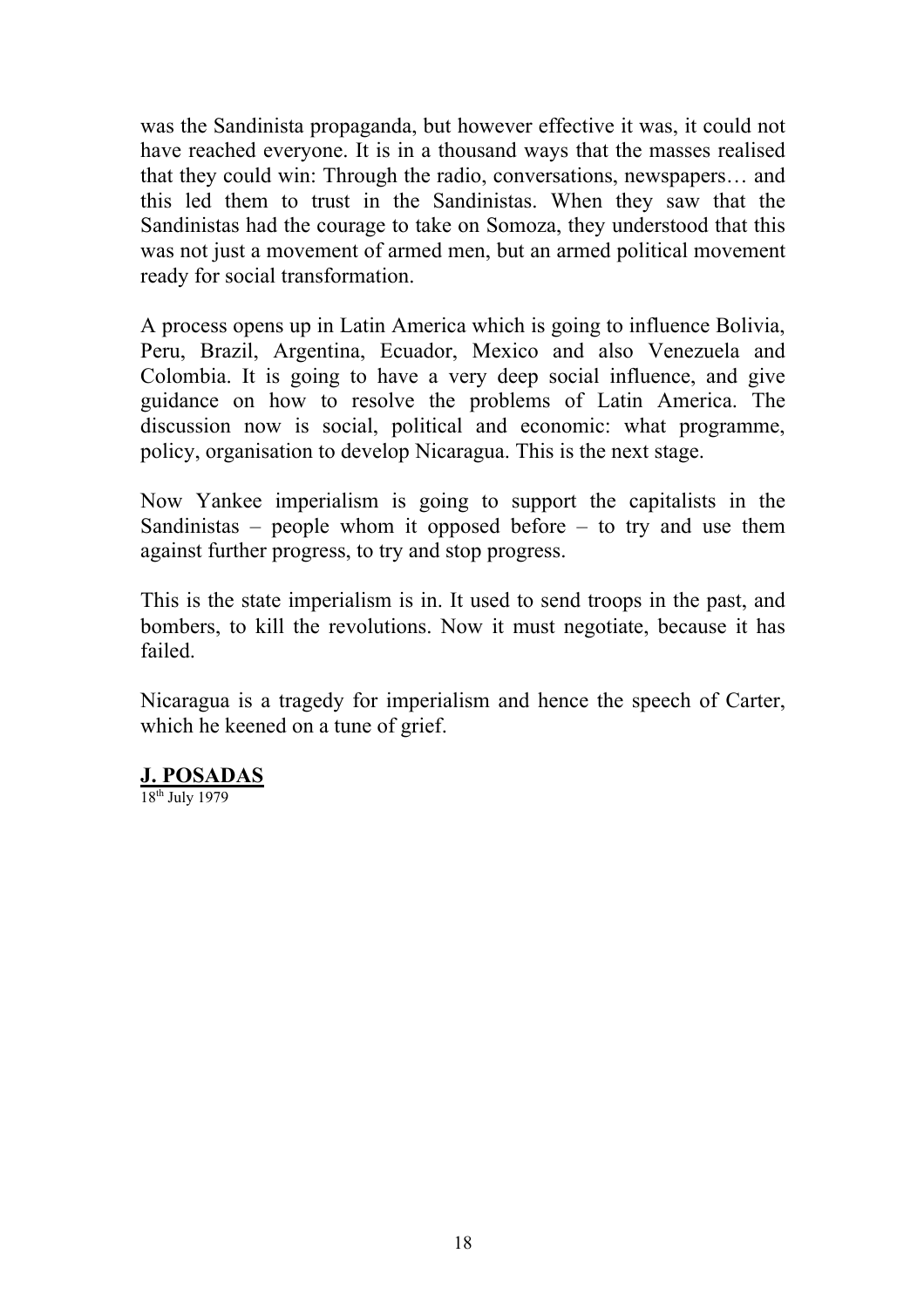was the Sandinista propaganda, but however effective it was, it could not have reached everyone. It is in a thousand ways that the masses realised that they could win: Through the radio, conversations, newspapers… and this led them to trust in the Sandinistas. When they saw that the Sandinistas had the courage to take on Somoza, they understood that this was not just a movement of armed men, but an armed political movement ready for social transformation.

A process opens up in Latin America which is going to influence Bolivia, Peru, Brazil, Argentina, Ecuador, Mexico and also Venezuela and Colombia. It is going to have a very deep social influence, and give guidance on how to resolve the problems of Latin America. The discussion now is social, political and economic: what programme, policy, organisation to develop Nicaragua. This is the next stage.

Now Yankee imperialism is going to support the capitalists in the Sandinistas – people whom it opposed before – to try and use them against further progress, to try and stop progress.

This is the state imperialism is in. It used to send troops in the past, and bombers, to kill the revolutions. Now it must negotiate, because it has failed.

Nicaragua is a tragedy for imperialism and hence the speech of Carter, which he keened on a tune of grief.

**J. POSADAS**
18th July 1979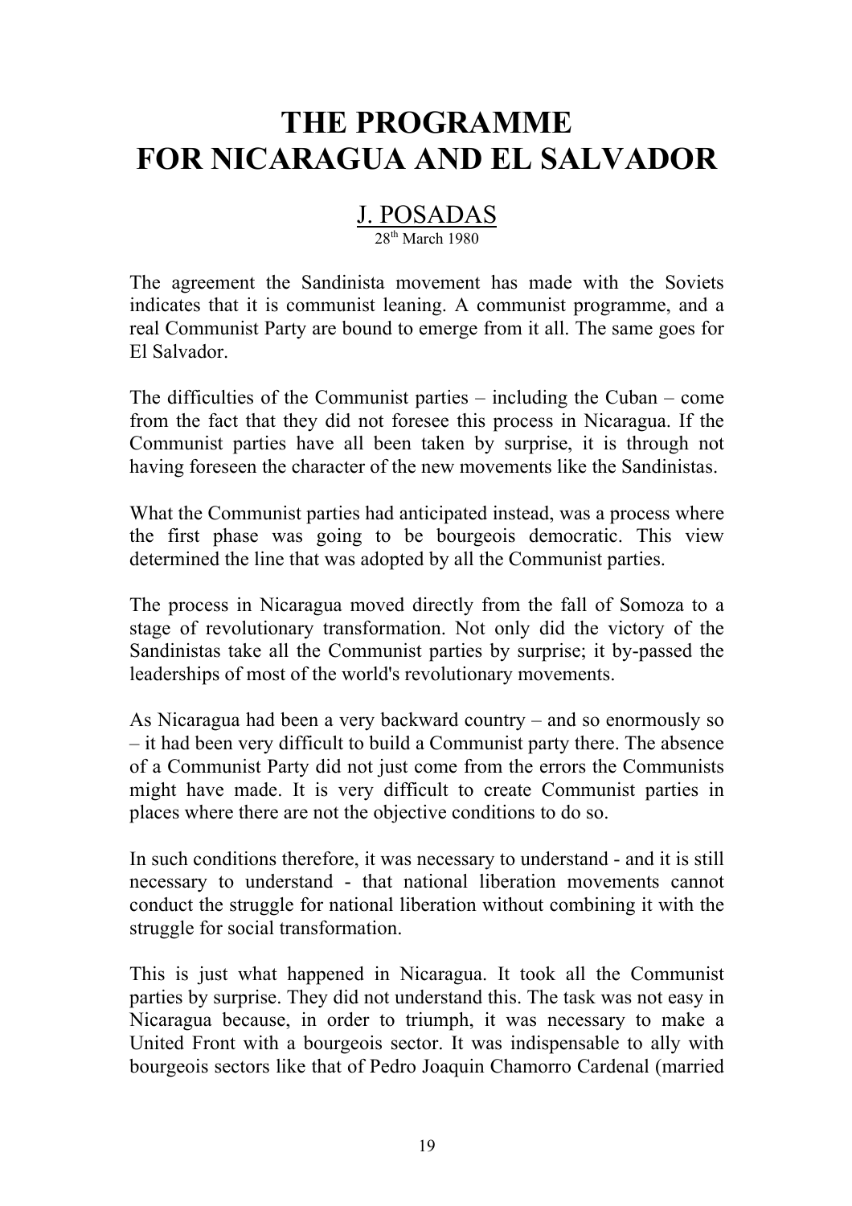# THE PROGRAMME FOR NICARAGUA AND EL SALVADOR

J. POSADAS

28th March 1980

The agreement the Sandinista movement has made with the Soviets indicates that it is communist leaning. A communist programme, and a real Communist Party are bound to emerge from it all. The same goes for El Salvador.

The difficulties of the Communist parties – including the Cuban – come from the fact that they did not foresee this process in Nicaragua. If the Communist parties have all been taken by surprise, it is through not having foreseen the character of the new movements like the Sandinistas.

What the Communist parties had anticipated instead, was a process where the first phase was going to be bourgeois democratic. This view determined the line that was adopted by all the Communist parties.

The process in Nicaragua moved directly from the fall of Somoza to a stage of revolutionary transformation. Not only did the victory of the Sandinistas take all the Communist parties by surprise; it by-passed the leaderships of most of the world's revolutionary movements.

As Nicaragua had been a very backward country – and so enormously so – it had been very difficult to build a Communist party there. The absence of a Communist Party did not just come from the errors the Communists might have made. It is very difficult to create Communist parties in places where there are not the objective conditions to do so.

In such conditions therefore, it was necessary to understand - and it is still necessary to understand - that national liberation movements cannot conduct the struggle for national liberation without combining it with the struggle for social transformation.

This is just what happened in Nicaragua. It took all the Communist parties by surprise. They did not understand this. The task was not easy in Nicaragua because, in order to triumph, it was necessary to make a United Front with a bourgeois sector. It was indispensable to ally with bourgeois sectors like that of Pedro Joaquin Chamorro Cardenal (married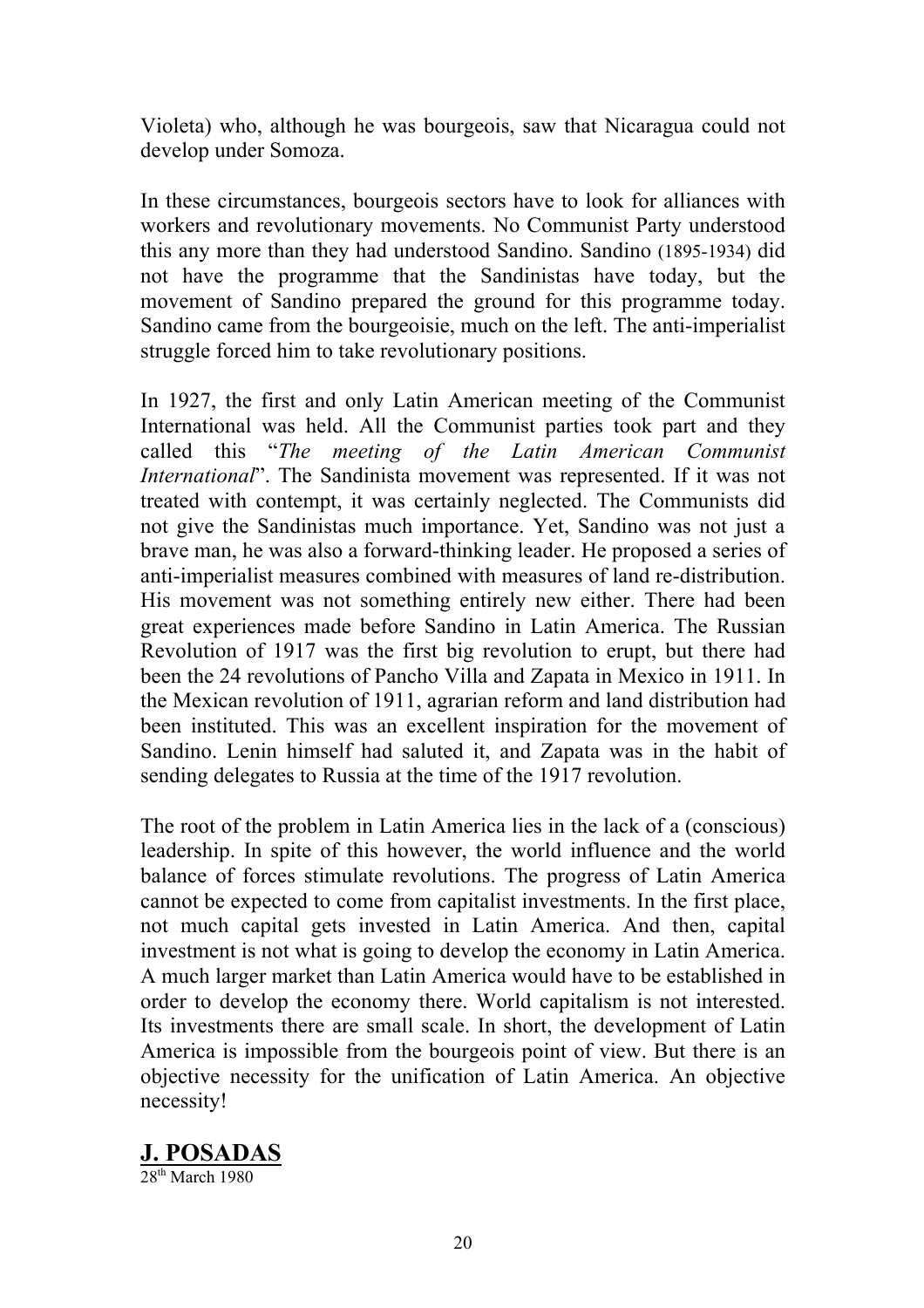Violeta) who, although he was bourgeois, saw that Nicaragua could not develop under Somoza.

In these circumstances, bourgeois sectors have to look for alliances with workers and revolutionary movements. No Communist Party understood this any more than they had understood Sandino. Sandino (1895-1934) did not have the programme that the Sandinistas have today, but the movement of Sandino prepared the ground for this programme today. Sandino came from the bourgeoisie, much on the left. The anti-imperialist struggle forced him to take revolutionary positions.

In 1927, the first and only Latin American meeting of the Communist International was held. All the Communist parties took part and they called this "*The meeting of the Latin American Communist International*". The Sandinista movement was represented. If it was not treated with contempt, it was certainly neglected. The Communists did not give the Sandinistas much importance. Yet, Sandino was not just a brave man, he was also a forward-thinking leader. He proposed a series of anti-imperialist measures combined with measures of land re-distribution. His movement was not something entirely new either. There had been great experiences made before Sandino in Latin America. The Russian Revolution of 1917 was the first big revolution to erupt, but there had been the 24 revolutions of Pancho Villa and Zapata in Mexico in 1911. In the Mexican revolution of 1911, agrarian reform and land distribution had been instituted. This was an excellent inspiration for the movement of Sandino. Lenin himself had saluted it, and Zapata was in the habit of sending delegates to Russia at the time of the 1917 revolution.

The root of the problem in Latin America lies in the lack of a (conscious) leadership. In spite of this however, the world influence and the world balance of forces stimulate revolutions. The progress of Latin America cannot be expected to come from capitalist investments. In the first place, not much capital gets invested in Latin America. And then, capital investment is not what is going to develop the economy in Latin America. A much larger market than Latin America would have to be established in order to develop the economy there. World capitalism is not interested. Its investments there are small scale. In short, the development of Latin America is impossible from the bourgeois point of view. But there is an objective necessity for the unification of Latin America. An objective necessity!

**J. POSADAS**

28th March 1980